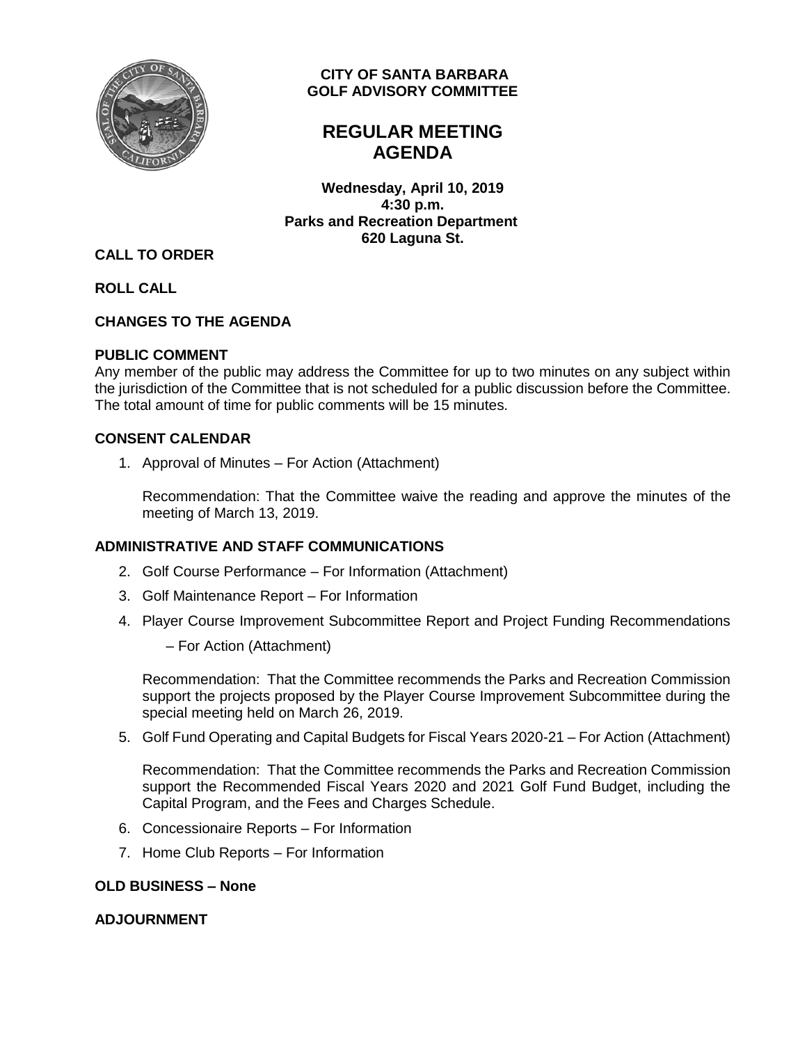**CITY OF SANTA BARBARA**
**GOLF ADVISORY COMMITTEE**

# REGULAR MEETING AGENDA

**Wednesday, April 10, 2019**
**4:30 p.m.**
**Parks and Recreation Department**
**620 Laguna St.**

## CALL TO ORDER

## ROLL CALL

## CHANGES TO THE AGENDA

## PUBLIC COMMENT

Any member of the public may address the Committee for up to two minutes on any subject within the jurisdiction of the Committee that is not scheduled for a public discussion before the Committee. The total amount of time for public comments will be 15 minutes.

## CONSENT CALENDAR

1. Approval of Minutes – For Action (Attachment)

   Recommendation: That the Committee waive the reading and approve the minutes of the meeting of March 13, 2019.

## ADMINISTRATIVE AND STAFF COMMUNICATIONS

2. Golf Course Performance – For Information (Attachment)
3. Golf Maintenance Report – For Information
4. Player Course Improvement Subcommittee Report and Project Funding Recommendations – For Action (Attachment)

   Recommendation: That the Committee recommends the Parks and Recreation Commission support the projects proposed by the Player Course Improvement Subcommittee during the special meeting held on March 26, 2019.

5. Golf Fund Operating and Capital Budgets for Fiscal Years 2020-21 – For Action (Attachment)

   Recommendation: That the Committee recommends the Parks and Recreation Commission support the Recommended Fiscal Years 2020 and 2021 Golf Fund Budget, including the Capital Program, and the Fees and Charges Schedule.

6. Concessionaire Reports – For Information
7. Home Club Reports – For Information

## OLD BUSINESS – None

## ADJOURNMENT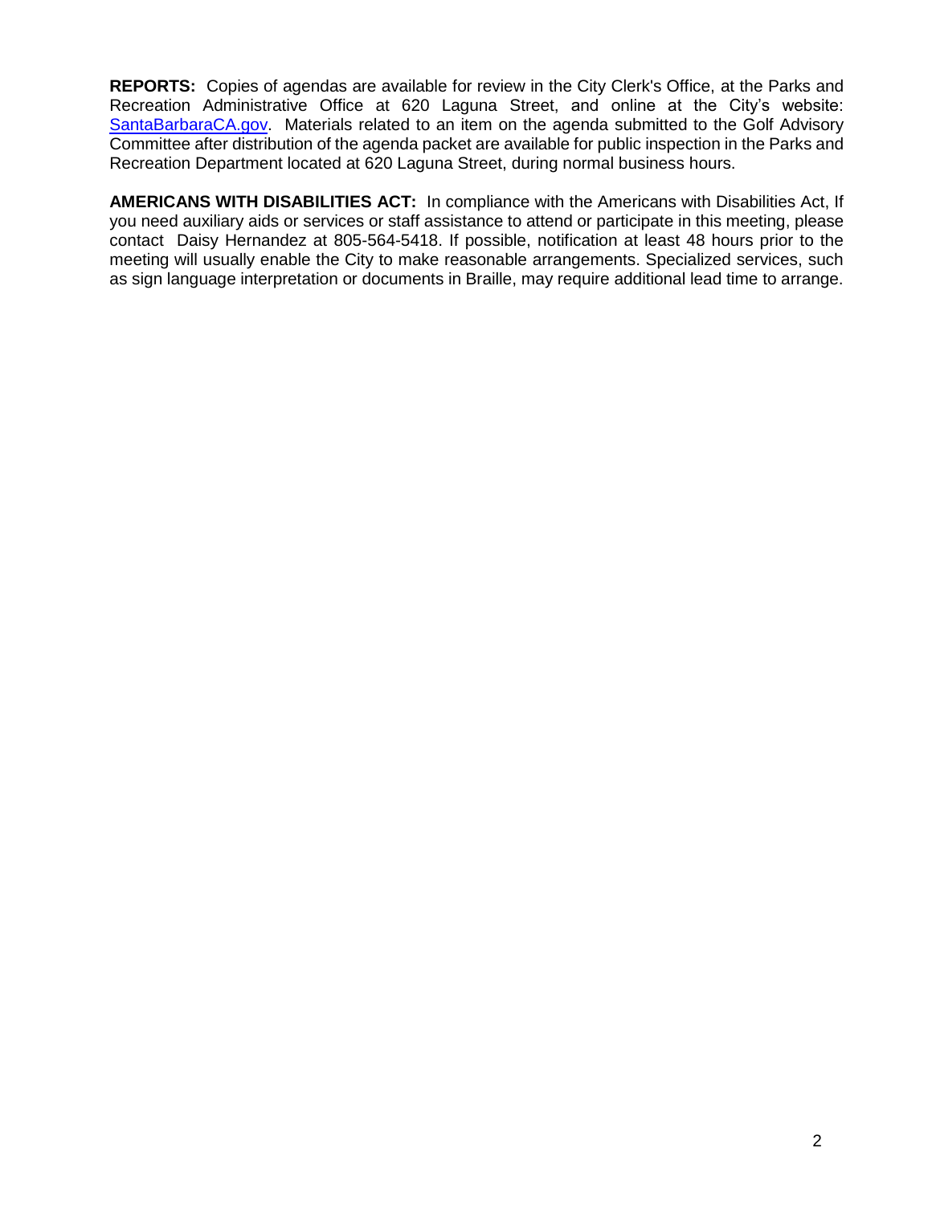**REPORTS:** Copies of agendas are available for review in the City Clerk's Office, at the Parks and Recreation Administrative Office at 620 Laguna Street, and online at the City's website: [SantaBarbaraCA.gov](SantaBarbaraCA.gov). Materials related to an item on the agenda submitted to the Golf Advisory Committee after distribution of the agenda packet are available for public inspection in the Parks and Recreation Department located at 620 Laguna Street, during normal business hours.

**AMERICANS WITH DISABILITIES ACT:** In compliance with the Americans with Disabilities Act, If you need auxiliary aids or services or staff assistance to attend or participate in this meeting, please contact Daisy Hernandez at 805-564-5418. If possible, notification at least 48 hours prior to the meeting will usually enable the City to make reasonable arrangements. Specialized services, such as sign language interpretation or documents in Braille, may require additional lead time to arrange.